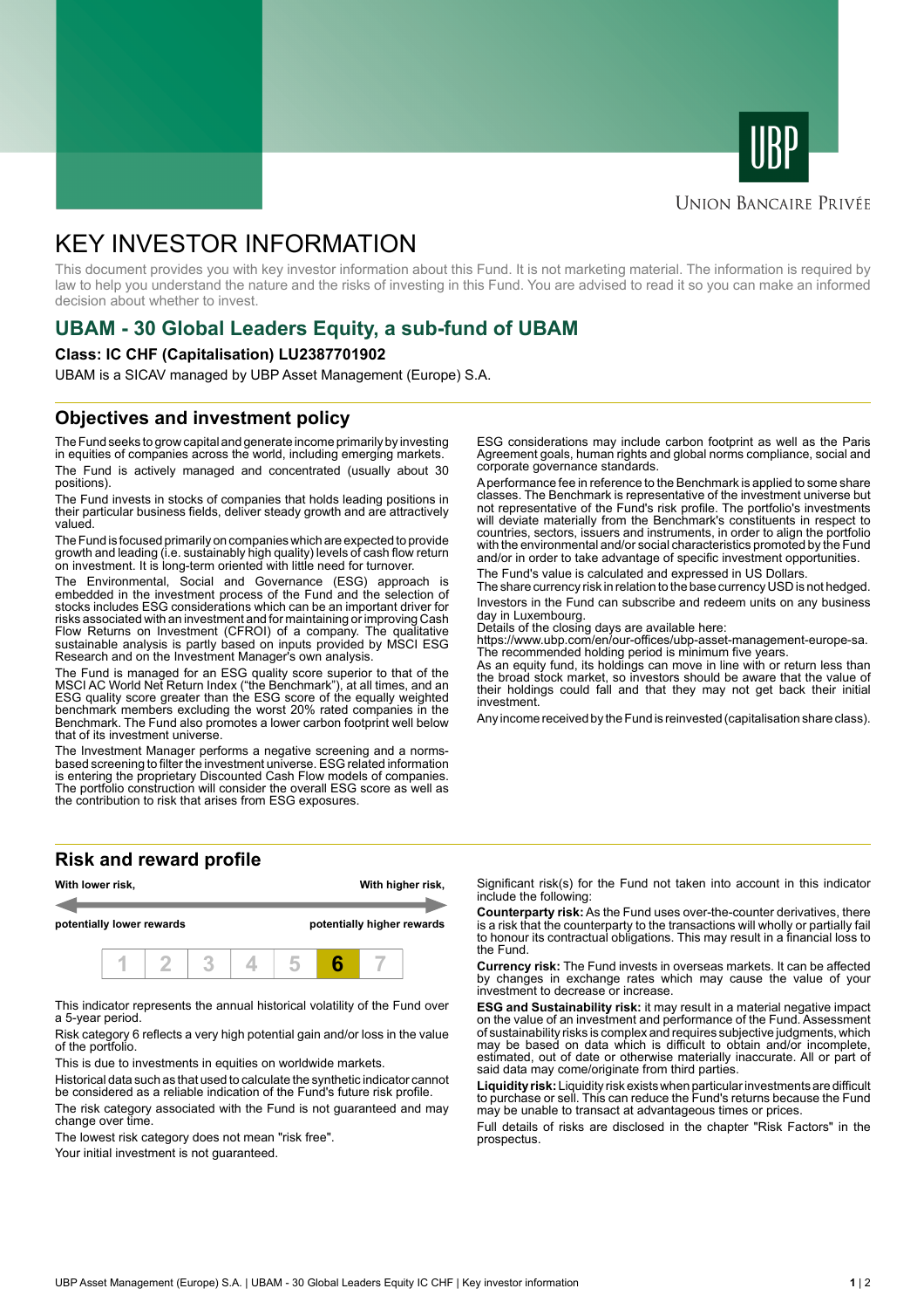UBP

UNION BANCAIRE PRIVÉE

# KEY INVESTOR INFORMATION

This document provides you with key investor information about this Fund. It is not marketing material. The information is required by law to help you understand the nature and the risks of investing in this Fund. You are advised to read it so you can make an informed decision about whether to invest.

## UBAM - 30 Global Leaders Equity, a sub-fund of UBAM

**Class: IC CHF (Capitalisation) LU2387701902**

UBAM is a SICAV managed by UBP Asset Management (Europe) S.A.

## Objectives and investment policy

The Fund seeks to grow capital and generate income primarily by investing in equities of companies across the world, including emerging markets.

The Fund is actively managed and concentrated (usually about 30 positions).

The Fund invests in stocks of companies that holds leading positions in their particular business fields, deliver steady growth and are attractively valued.

The Fund is focused primarily on companies which are expected to provide growth and leading (i.e. sustainably high quality) levels of cash flow return on investment. It is long-term oriented with little need for turnover.

The Environmental, Social and Governance (ESG) approach is embedded in the investment process of the Fund and the selection of stocks includes ESG considerations which can be an important driver for risks associated with an investment and for maintaining or improving Cash Flow Returns on Investment (CFROI) of a company. The qualitative sustainable analysis is partly based on inputs provided by MSCI ESG Research and on the Investment Manager's own analysis.

The Fund is managed for an ESG quality score superior to that of the MSCI AC World Net Return Index ("the Benchmark"), at all times, and an ESG quality score greater than the ESG score of the equally weighted benchmark members excluding the worst 20% rated companies in the Benchmark. The Fund also promotes a lower carbon footprint well below that of its investment universe.

The Investment Manager performs a negative screening and a norms-based screening to filter the investment universe. ESG related information is entering the proprietary Discounted Cash Flow models of companies. The portfolio construction will consider the overall ESG score as well as the contribution to risk that arises from ESG exposures.

ESG considerations may include carbon footprint as well as the Paris Agreement goals, human rights and global norms compliance, social and corporate governance standards.

A performance fee in reference to the Benchmark is applied to some share classes. The Benchmark is representative of the investment universe but not representative of the Fund's risk profile. The portfolio's investments will deviate materially from the Benchmark's constituents in respect to countries, sectors, issuers and instruments, in order to align the portfolio with the environmental and/or social characteristics promoted by the Fund and/or in order to take advantage of specific investment opportunities.

The Fund's value is calculated and expressed in US Dollars.

The share currency risk in relation to the base currency USD is not hedged.

Investors in the Fund can subscribe and redeem units on any business day in Luxembourg.

Details of the closing days are available here:
https://www.ubp.com/en/our-offices/ubp-asset-management-europe-sa.

The recommended holding period is minimum five years.

As an equity fund, its holdings can move in line with or return less than the broad stock market, so investors should be aware that the value of their holdings could fall and that they may not get back their initial investment.

Any income received by the Fund is reinvested (capitalisation share class).

## Risk and reward profile

| **With lower risk,** | | | | | | **With higher risk,** |
|---|---|---|---|---|---|---|
| **potentially lower rewards** | | | | | | **potentially higher rewards** |
| 1 | 2 | 3 | 4 | 5 | **6** | 7 |

This indicator represents the annual historical volatility of the Fund over a 5-year period.

Risk category 6 reflects a very high potential gain and/or loss in the value of the portfolio.

This is due to investments in equities on worldwide markets.

Historical data such as that used to calculate the synthetic indicator cannot be considered as a reliable indication of the Fund's future risk profile.

The risk category associated with the Fund is not guaranteed and may change over time.

The lowest risk category does not mean "risk free".

Your initial investment is not guaranteed.

Significant risk(s) for the Fund not taken into account in this indicator include the following:

**Counterparty risk:** As the Fund uses over-the-counter derivatives, there is a risk that the counterparty to the transactions will wholly or partially fail to honour its contractual obligations. This may result in a financial loss to the Fund.

**Currency risk:** The Fund invests in overseas markets. It can be affected by changes in exchange rates which may cause the value of your investment to decrease or increase.

**ESG and Sustainability risk:** it may result in a material negative impact on the value of an investment and performance of the Fund. Assessment of sustainability risks is complex and requires subjective judgments, which may be based on data which is difficult to obtain and/or incomplete, estimated, out of date or otherwise materially inaccurate. All or part of said data may come/originate from third parties.

**Liquidity risk:** Liquidity risk exists when particular investments are difficult to purchase or sell. This can reduce the Fund's returns because the Fund may be unable to transact at advantageous times or prices.

Full details of risks are disclosed in the chapter "Risk Factors" in the prospectus.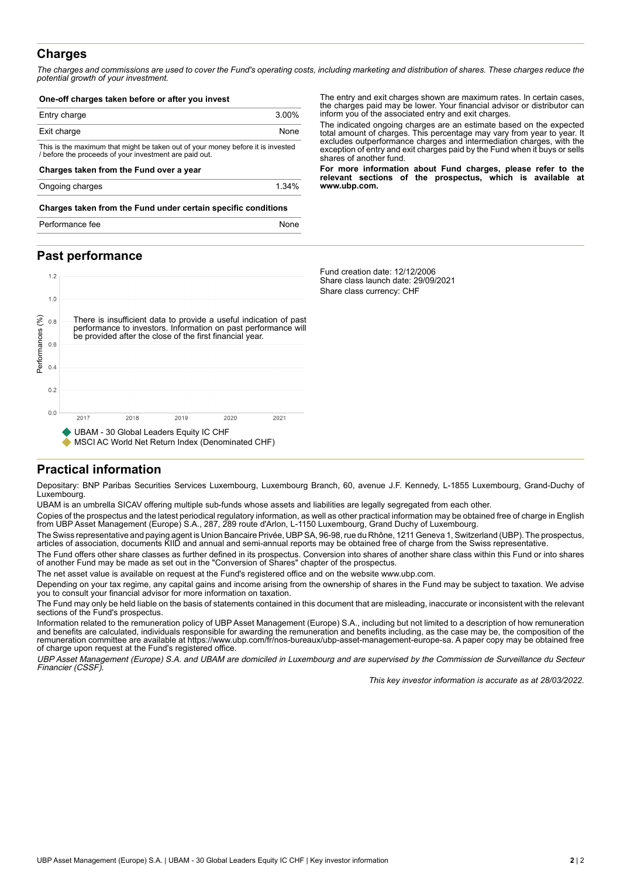## Charges

*The charges and commissions are used to cover the Fund's operating costs, including marketing and distribution of shares. These charges reduce the potential growth of your investment.*

| One-off charges taken before or after you invest | |
|---|---|
| Entry charge | 3.00% |
| Exit charge | None |

This is the maximum that might be taken out of your money before it is invested / before the proceeds of your investment are paid out.

| Charges taken from the Fund over a year | |
|---|---|
| Ongoing charges | 1.34% |

| Charges taken from the Fund under certain specific conditions | |
|---|---|
| Performance fee | None |

The entry and exit charges shown are maximum rates. In certain cases, the charges paid may be lower. Your financial advisor or distributor can inform you of the associated entry and exit charges.

The indicated ongoing charges are an estimate based on the expected total amount of charges. This percentage may vary from year to year. It excludes outperformance charges and intermediation charges, with the exception of entry and exit charges paid by the Fund when it buys or sells shares of another fund.

**For more information about Fund charges, please refer to the relevant sections of the prospectus, which is available at www.ubp.com.**

## Past performance

Performances (%)

1.2
1.0
0.8
0.6
0.4
0.2
0.0

2017 2018 2019 2020 2021

There is insufficient data to provide a useful indication of past performance to investors. Information on past performance will be provided after the close of the first financial year.

UBAM - 30 Global Leaders Equity IC CHF
MSCI AC World Net Return Index (Denominated CHF)

Fund creation date: 12/12/2006
Share class launch date: 29/09/2021
Share class currency: CHF

## Practical information

Depositary: BNP Paribas Securities Services Luxembourg, Luxembourg Branch, 60, avenue J.F. Kennedy, L-1855 Luxembourg, Grand-Duchy of Luxembourg.

UBAM is an umbrella SICAV offering multiple sub-funds whose assets and liabilities are legally segregated from each other.

Copies of the prospectus and the latest periodical regulatory information, as well as other practical information may be obtained free of charge in English from UBP Asset Management (Europe) S.A., 287, 289 route d'Arlon, L-1150 Luxembourg, Grand Duchy of Luxembourg.

The Swiss representative and paying agent is Union Bancaire Privée, UBP SA, 96-98, rue du Rhône, 1211 Geneva 1, Switzerland (UBP). The prospectus, articles of association, documents KIID and annual and semi-annual reports may be obtained free of charge from the Swiss representative.

The Fund offers other share classes as further defined in its prospectus. Conversion into shares of another share class within this Fund or into shares of another Fund may be made as set out in the "Conversion of Shares" chapter of the prospectus.

The net asset value is available on request at the Fund's registered office and on the website www.ubp.com.

Depending on your tax regime, any capital gains and income arising from the ownership of shares in the Fund may be subject to taxation. We advise you to consult your financial advisor for more information on taxation.

The Fund may only be held liable on the basis of statements contained in this document that are misleading, inaccurate or inconsistent with the relevant sections of the Fund's prospectus.

Information related to the remuneration policy of UBP Asset Management (Europe) S.A., including but not limited to a description of how remuneration and benefits are calculated, individuals responsible for awarding the remuneration and benefits including, as the case may be, the composition of the remuneration committee are available at https://www.ubp.com/fr/nos-bureaux/ubp-asset-management-europe-sa. A paper copy may be obtained free of charge upon request at the Fund's registered office.

*UBP Asset Management (Europe) S.A. and UBAM are domiciled in Luxembourg and are supervised by the Commission de Surveillance du Secteur Financier (CSSF).*

*This key investor information is accurate as at 28/03/2022.*